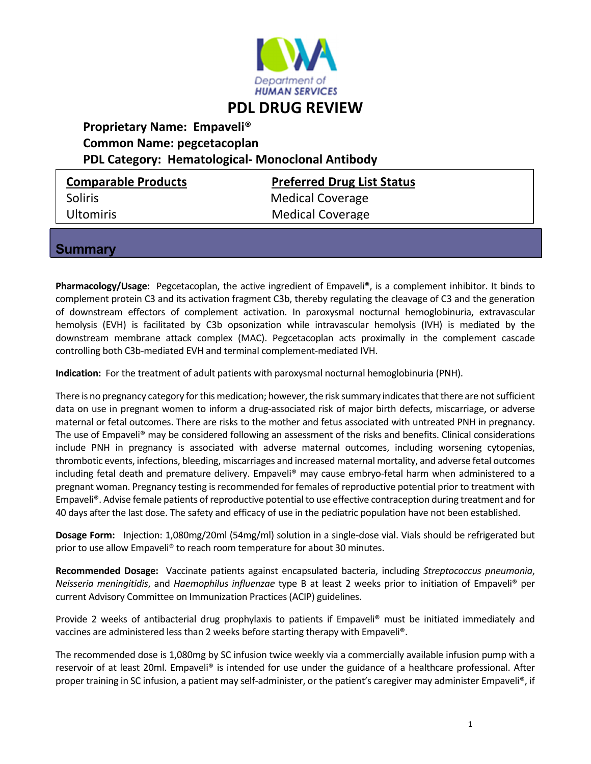# PDL DRUG REVIEW

**Proprietary Name: Empaveli®**
**Common Name: pegcetacoplan**
**PDL Category: Hematological- Monoclonal Antibody**

| Comparable Products | Preferred Drug List Status |
|---|---|
| Soliris | Medical Coverage |
| Ultomiris | Medical Coverage |

## Summary

**Pharmacology/Usage:** Pegcetacoplan, the active ingredient of Empaveli®, is a complement inhibitor. It binds to complement protein C3 and its activation fragment C3b, thereby regulating the cleavage of C3 and the generation of downstream effectors of complement activation. In paroxysmal nocturnal hemoglobinuria, extravascular hemolysis (EVH) is facilitated by C3b opsonization while intravascular hemolysis (IVH) is mediated by the downstream membrane attack complex (MAC). Pegcetacoplan acts proximally in the complement cascade controlling both C3b-mediated EVH and terminal complement-mediated IVH.

**Indication:** For the treatment of adult patients with paroxysmal nocturnal hemoglobinuria (PNH).

There is no pregnancy category for this medication; however, the risk summary indicates that there are not sufficient data on use in pregnant women to inform a drug-associated risk of major birth defects, miscarriage, or adverse maternal or fetal outcomes. There are risks to the mother and fetus associated with untreated PNH in pregnancy. The use of Empaveli® may be considered following an assessment of the risks and benefits. Clinical considerations include PNH in pregnancy is associated with adverse maternal outcomes, including worsening cytopenias, thrombotic events, infections, bleeding, miscarriages and increased maternal mortality, and adverse fetal outcomes including fetal death and premature delivery. Empaveli® may cause embryo-fetal harm when administered to a pregnant woman. Pregnancy testing is recommended for females of reproductive potential prior to treatment with Empaveli®. Advise female patients of reproductive potential to use effective contraception during treatment and for 40 days after the last dose. The safety and efficacy of use in the pediatric population have not been established.

**Dosage Form:** Injection: 1,080mg/20ml (54mg/ml) solution in a single-dose vial. Vials should be refrigerated but prior to use allow Empaveli® to reach room temperature for about 30 minutes.

**Recommended Dosage:** Vaccinate patients against encapsulated bacteria, including *Streptococcus pneumonia*, *Neisseria meningitidis*, and *Haemophilus influenzae* type B at least 2 weeks prior to initiation of Empaveli® per current Advisory Committee on Immunization Practices (ACIP) guidelines.

Provide 2 weeks of antibacterial drug prophylaxis to patients if Empaveli® must be initiated immediately and vaccines are administered less than 2 weeks before starting therapy with Empaveli®.

The recommended dose is 1,080mg by SC infusion twice weekly via a commercially available infusion pump with a reservoir of at least 20ml. Empaveli® is intended for use under the guidance of a healthcare professional. After proper training in SC infusion, a patient may self-administer, or the patient's caregiver may administer Empaveli®, if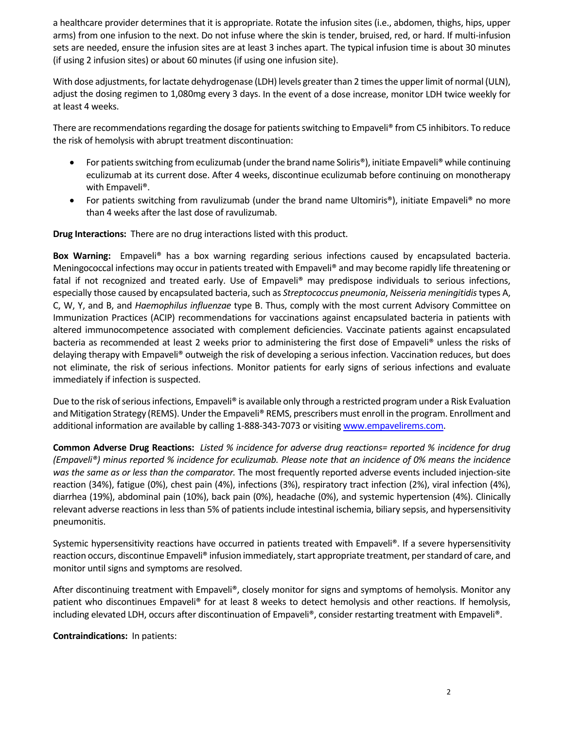a healthcare provider determines that it is appropriate. Rotate the infusion sites (i.e., abdomen, thighs, hips, upper arms) from one infusion to the next. Do not infuse where the skin is tender, bruised, red, or hard. If multi-infusion sets are needed, ensure the infusion sites are at least 3 inches apart. The typical infusion time is about 30 minutes (if using 2 infusion sites) or about 60 minutes (if using one infusion site).

With dose adjustments, for lactate dehydrogenase (LDH) levels greater than 2 times the upper limit of normal (ULN), adjust the dosing regimen to 1,080mg every 3 days. In the event of a dose increase, monitor LDH twice weekly for at least 4 weeks.

There are recommendations regarding the dosage for patients switching to Empaveli® from C5 inhibitors. To reduce the risk of hemolysis with abrupt treatment discontinuation:

- For patients switching from eculizumab (under the brand name Soliris®), initiate Empaveli® while continuing eculizumab at its current dose. After 4 weeks, discontinue eculizumab before continuing on monotherapy with Empaveli®.
- For patients switching from ravulizumab (under the brand name Ultomiris®), initiate Empaveli® no more than 4 weeks after the last dose of ravulizumab.

**Drug Interactions:** There are no drug interactions listed with this product.

**Box Warning:** Empaveli® has a box warning regarding serious infections caused by encapsulated bacteria. Meningococcal infections may occur in patients treated with Empaveli® and may become rapidly life threatening or fatal if not recognized and treated early. Use of Empaveli® may predispose individuals to serious infections, especially those caused by encapsulated bacteria, such as *Streptococcus pneumonia*, *Neisseria meningitidis* types A, C, W, Y, and B, and *Haemophilus influenzae* type B. Thus, comply with the most current Advisory Committee on Immunization Practices (ACIP) recommendations for vaccinations against encapsulated bacteria in patients with altered immunocompetence associated with complement deficiencies. Vaccinate patients against encapsulated bacteria as recommended at least 2 weeks prior to administering the first dose of Empaveli® unless the risks of delaying therapy with Empaveli® outweigh the risk of developing a serious infection. Vaccination reduces, but does not eliminate, the risk of serious infections. Monitor patients for early signs of serious infections and evaluate immediately if infection is suspected.

Due to the risk of serious infections, Empaveli® is available only through a restricted program under a Risk Evaluation and Mitigation Strategy (REMS). Under the Empaveli® REMS, prescribers must enroll in the program. Enrollment and additional information are available by calling 1-888-343-7073 or visiting [www.empavelirems.com](www.empavelirems.com).

**Common Adverse Drug Reactions:** *Listed % incidence for adverse drug reactions= reported % incidence for drug (Empaveli®) minus reported % incidence for eculizumab. Please note that an incidence of 0% means the incidence was the same as or less than the comparator.* The most frequently reported adverse events included injection-site reaction (34%), fatigue (0%), chest pain (4%), infections (3%), respiratory tract infection (2%), viral infection (4%), diarrhea (19%), abdominal pain (10%), back pain (0%), headache (0%), and systemic hypertension (4%). Clinically relevant adverse reactions in less than 5% of patients include intestinal ischemia, biliary sepsis, and hypersensitivity pneumonitis.

Systemic hypersensitivity reactions have occurred in patients treated with Empaveli®. If a severe hypersensitivity reaction occurs, discontinue Empaveli® infusion immediately, start appropriate treatment, per standard of care, and monitor until signs and symptoms are resolved.

After discontinuing treatment with Empaveli®, closely monitor for signs and symptoms of hemolysis. Monitor any patient who discontinues Empaveli® for at least 8 weeks to detect hemolysis and other reactions. If hemolysis, including elevated LDH, occurs after discontinuation of Empaveli®, consider restarting treatment with Empaveli®.

**Contraindications:** In patients: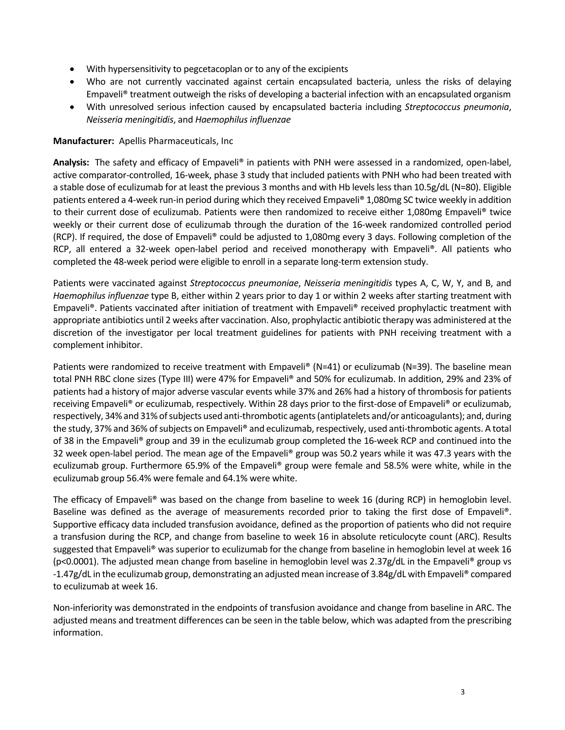- With hypersensitivity to pegcetacoplan or to any of the excipients
- Who are not currently vaccinated against certain encapsulated bacteria, unless the risks of delaying Empaveli® treatment outweigh the risks of developing a bacterial infection with an encapsulated organism
- With unresolved serious infection caused by encapsulated bacteria including *Streptococcus pneumonia*, *Neisseria meningitidis*, and *Haemophilus influenzae*

**Manufacturer:** Apellis Pharmaceuticals, Inc

**Analysis:** The safety and efficacy of Empaveli® in patients with PNH were assessed in a randomized, open-label, active comparator-controlled, 16-week, phase 3 study that included patients with PNH who had been treated with a stable dose of eculizumab for at least the previous 3 months and with Hb levels less than 10.5g/dL (N=80). Eligible patients entered a 4-week run-in period during which they received Empaveli® 1,080mg SC twice weekly in addition to their current dose of eculizumab. Patients were then randomized to receive either 1,080mg Empaveli® twice weekly or their current dose of eculizumab through the duration of the 16-week randomized controlled period (RCP). If required, the dose of Empaveli® could be adjusted to 1,080mg every 3 days. Following completion of the RCP, all entered a 32-week open-label period and received monotherapy with Empaveli®. All patients who completed the 48-week period were eligible to enroll in a separate long-term extension study.

Patients were vaccinated against *Streptococcus pneumoniae*, *Neisseria meningitidis* types A, C, W, Y, and B, and *Haemophilus influenzae* type B, either within 2 years prior to day 1 or within 2 weeks after starting treatment with Empaveli®. Patients vaccinated after initiation of treatment with Empaveli® received prophylactic treatment with appropriate antibiotics until 2 weeks after vaccination. Also, prophylactic antibiotic therapy was administered at the discretion of the investigator per local treatment guidelines for patients with PNH receiving treatment with a complement inhibitor.

Patients were randomized to receive treatment with Empaveli® (N=41) or eculizumab (N=39). The baseline mean total PNH RBC clone sizes (Type III) were 47% for Empaveli® and 50% for eculizumab. In addition, 29% and 23% of patients had a history of major adverse vascular events while 37% and 26% had a history of thrombosis for patients receiving Empaveli® or eculizumab, respectively. Within 28 days prior to the first-dose of Empaveli® or eculizumab, respectively, 34% and 31% of subjects used anti-thrombotic agents (antiplatelets and/or anticoagulants); and, during the study, 37% and 36% of subjects on Empaveli® and eculizumab, respectively, used anti-thrombotic agents. A total of 38 in the Empaveli® group and 39 in the eculizumab group completed the 16-week RCP and continued into the 32 week open-label period. The mean age of the Empaveli® group was 50.2 years while it was 47.3 years with the eculizumab group. Furthermore 65.9% of the Empaveli® group were female and 58.5% were white, while in the eculizumab group 56.4% were female and 64.1% were white.

The efficacy of Empaveli® was based on the change from baseline to week 16 (during RCP) in hemoglobin level. Baseline was defined as the average of measurements recorded prior to taking the first dose of Empaveli®. Supportive efficacy data included transfusion avoidance, defined as the proportion of patients who did not require a transfusion during the RCP, and change from baseline to week 16 in absolute reticulocyte count (ARC). Results suggested that Empaveli® was superior to eculizumab for the change from baseline in hemoglobin level at week 16 ($p<0.0001$). The adjusted mean change from baseline in hemoglobin level was 2.37g/dL in the Empaveli® group vs -1.47g/dL in the eculizumab group, demonstrating an adjusted mean increase of 3.84g/dL with Empaveli® compared to eculizumab at week 16.

Non-inferiority was demonstrated in the endpoints of transfusion avoidance and change from baseline in ARC. The adjusted means and treatment differences can be seen in the table below, which was adapted from the prescribing information.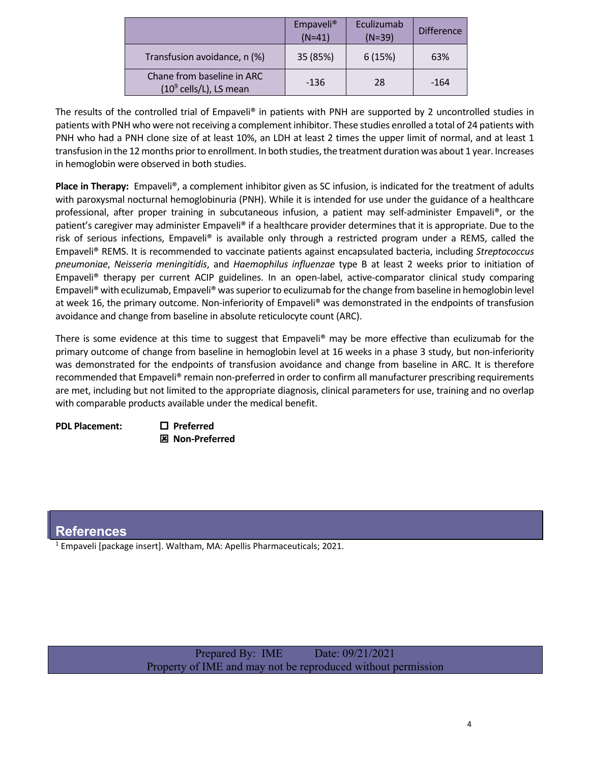| | Empaveli® (N=41) | Eculizumab (N=39) | Difference |
|---|---|---|---|
| Transfusion avoidance, n (%) | 35 (85%) | 6 (15%) | 63% |
| Chane from baseline in ARC ($10^9$ cells/L), LS mean | -136 | 28 | -164 |

The results of the controlled trial of Empaveli® in patients with PNH are supported by 2 uncontrolled studies in patients with PNH who were not receiving a complement inhibitor. These studies enrolled a total of 24 patients with PNH who had a PNH clone size of at least 10%, an LDH at least 2 times the upper limit of normal, and at least 1 transfusion in the 12 months prior to enrollment. In both studies, the treatment duration was about 1 year. Increases in hemoglobin were observed in both studies.

**Place in Therapy:** Empaveli®, a complement inhibitor given as SC infusion, is indicated for the treatment of adults with paroxysmal nocturnal hemoglobinuria (PNH). While it is intended for use under the guidance of a healthcare professional, after proper training in subcutaneous infusion, a patient may self-administer Empaveli®, or the patient's caregiver may administer Empaveli® if a healthcare provider determines that it is appropriate. Due to the risk of serious infections, Empaveli® is available only through a restricted program under a REMS, called the Empaveli® REMS. It is recommended to vaccinate patients against encapsulated bacteria, including *Streptococcus pneumoniae*, *Neisseria meningitidis*, and *Haemophilus influenzae* type B at least 2 weeks prior to initiation of Empaveli® therapy per current ACIP guidelines. In an open-label, active-comparator clinical study comparing Empaveli® with eculizumab, Empaveli® was superior to eculizumab for the change from baseline in hemoglobin level at week 16, the primary outcome. Non-inferiority of Empaveli® was demonstrated in the endpoints of transfusion avoidance and change from baseline in absolute reticulocyte count (ARC).

There is some evidence at this time to suggest that Empaveli® may be more effective than eculizumab for the primary outcome of change from baseline in hemoglobin level at 16 weeks in a phase 3 study, but non-inferiority was demonstrated for the endpoints of transfusion avoidance and change from baseline in ARC. It is therefore recommended that Empaveli® remain non-preferred in order to confirm all manufacturer prescribing requirements are met, including but not limited to the appropriate diagnosis, clinical parameters for use, training and no overlap with comparable products available under the medical benefit.

**PDL Placement:**
- ☐ **Preferred**
- ☒ **Non-Preferred**

## References

[1] Empaveli [package insert]. Waltham, MA: Apellis Pharmaceuticals; 2021.

Prepared By: IME Date: 09/21/2021
Property of IME and may not be reproduced without permission